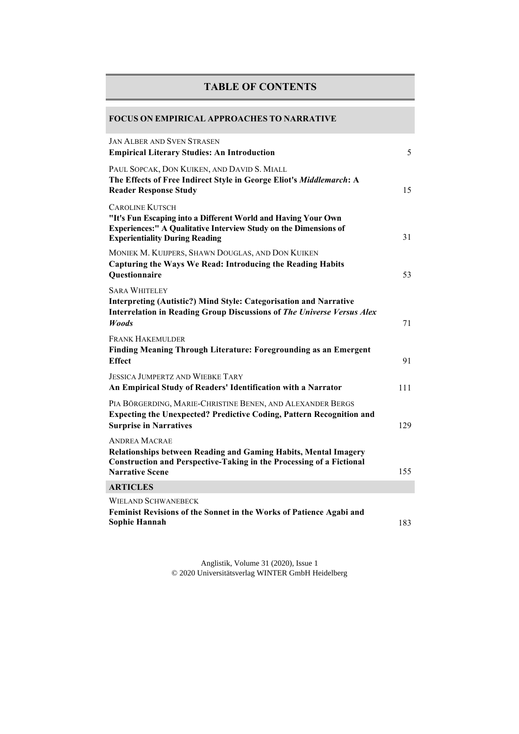# TABLE OF CONTENTS

## FOCUS ON EMPIRICAL APPROACHES TO NARRATIVE

JAN ALBER AND SVEN STRASEN
**Empirical Literary Studies: An Introduction** 5

PAUL SOPCAK, DON KUIKEN, AND DAVID S. MIALL
**The Effects of Free Indirect Style in George Eliot's *Middlemarch*: A Reader Response Study** 15

CAROLINE KUTSCH
**"It's Fun Escaping into a Different World and Having Your Own Experiences:" A Qualitative Interview Study on the Dimensions of Experientiality During Reading** 31

MONIEK M. KUIJPERS, SHAWN DOUGLAS, AND DON KUIKEN
**Capturing the Ways We Read: Introducing the Reading Habits Questionnaire** 53

SARA WHITELEY
**Interpreting (Autistic?) Mind Style: Categorisation and Narrative Interrelation in Reading Group Discussions of *The Universe Versus Alex Woods*** 71

FRANK HAKEMULDER
**Finding Meaning Through Literature: Foregrounding as an Emergent Effect** 91

JESSICA JUMPERTZ AND WIEBKE TARY
**An Empirical Study of Readers' Identification with a Narrator** 111

PIA BÖRGERDING, MARIE-CHRISTINE BENEN, AND ALEXANDER BERGS
**Expecting the Unexpected? Predictive Coding, Pattern Recognition and Surprise in Narratives** 129

ANDREA MACRAE
**Relationships between Reading and Gaming Habits, Mental Imagery Construction and Perspective-Taking in the Processing of a Fictional Narrative Scene** 155

## ARTICLES

WIELAND SCHWANEBECK
**Feminist Revisions of the Sonnet in the Works of Patience Agabi and Sophie Hannah** 183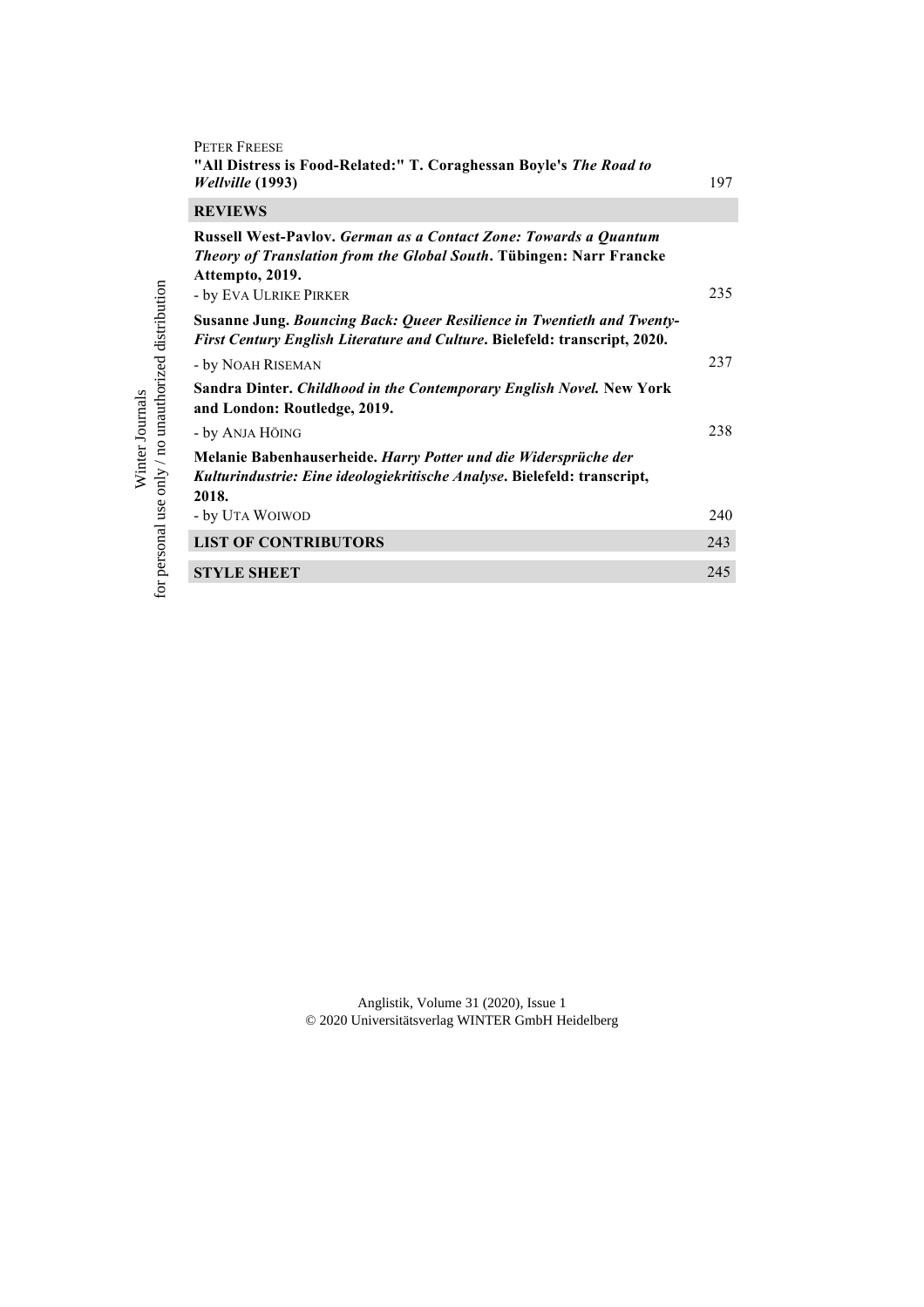PETER FREESE
**"All Distress is Food-Related:" T. Coraghessan Boyle's *The Road to Wellville* (1993)** 197

## REVIEWS

**Russell West-Pavlov. *German as a Contact Zone: Towards a Quantum Theory of Translation from the Global South*. Tübingen: Narr Francke Attempto, 2019.**
- by EVA ULRIKE PIRKER 235

**Susanne Jung. *Bouncing Back: Queer Resilience in Twentieth and Twenty-First Century English Literature and Culture*. Bielefeld: transcript, 2020.**
- by NOAH RISEMAN 237

**Sandra Dinter. *Childhood in the Contemporary English Novel.* New York and London: Routledge, 2019.**
- by ANJA HÖING 238

**Melanie Babenhauserheide. *Harry Potter und die Widersprüche der Kulturindustrie: Eine ideologiekritische Analyse*. Bielefeld: transcript, 2018.**
- by UTA WOIWOD 240

## LIST OF CONTRIBUTORS 243

## STYLE SHEET 245